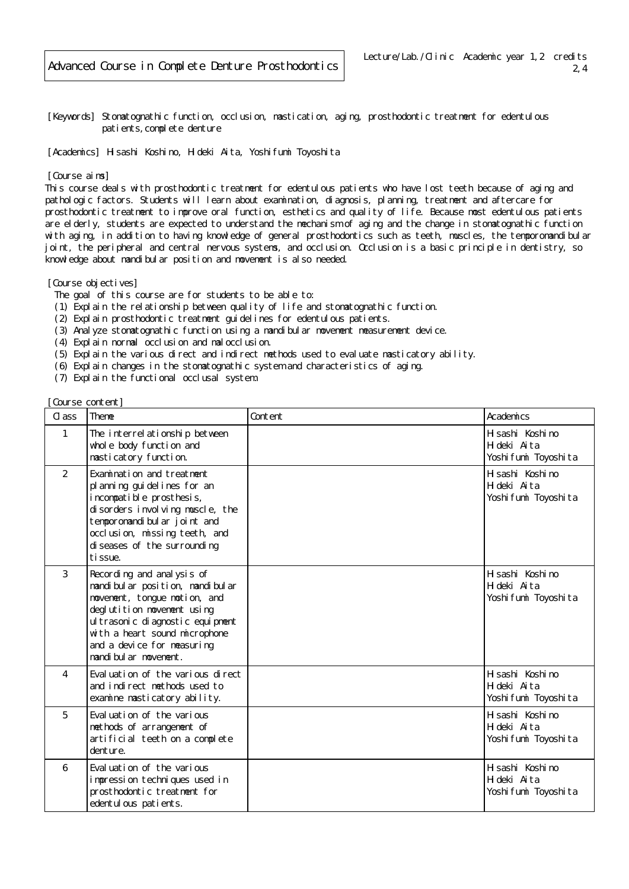# Advanced Course in Complete Denture Prosthodontics

Lecture/Lab./Clinic Academic year 1,2 credits 2,4

[Keywords] Stomatognathic function, occlusion, mastication, aging, prosthodontic treatment for edentulous patients, complete denture

[Academics] Hisashi Koshino, Hideki Aita, Yoshifumi Toyoshita

[Course aims]
This course deals with prosthodontic treatment for edentulous patients who have lost teeth because of aging and pathologic factors. Students will learn about examination, diagnosis, planning, treatment and aftercare for prosthodontic treatment to improve oral function, esthetics and quality of life. Because most edentulous patients are elderly, students are expected to understand the mechanism of aging and the change in stomatognathic function with aging, in addition to having knowledge of general prosthodontics such as teeth, muscles, the temporomandibular joint, the peripheral and central nervous systems, and occlusion. Occlusion is a basic principle in dentistry, so knowledge about mandibular position and movement is also needed.

[Course objectives]
The goal of this course are for students to be able to:
(1) Explain the relationship between quality of life and stomatognathic function.
(2) Explain prosthodontic treatment guidelines for edentulous patients.
(3) Analyze stomatognathic function using a mandibular movement measurement device.
(4) Explain normal occlusion and malocclusion.
(5) Explain the various direct and indirect methods used to evaluate masticatory ability.
(6) Explain changes in the stomatognathic system and characteristics of aging.
(7) Explain the functional occlusal system.

[Course content]

| Class | Theme | Content | Academics |
|---|---|---|---|
| 1 | The interrelationship between whole body function and masticatory function. | | Hisashi Koshino<br>Hideki Aita<br>Yoshifumi Toyoshita |
| 2 | Examination and treatment planning guidelines for an incompatible prosthesis, disorders involving muscle, the temporomandibular joint and occlusion, missing teeth, and diseases of the surrounding tissue. | | Hisashi Koshino<br>Hideki Aita<br>Yoshifumi Toyoshita |
| 3 | Recording and analysis of mandibular position, mandibular movement, tongue motion, and deglutition movement using ultrasonic diagnostic equipment with a heart sound microphone and a device for measuring mandibular movement. | | Hisashi Koshino<br>Hideki Aita<br>Yoshifumi Toyoshita |
| 4 | Evaluation of the various direct and indirect methods used to examine masticatory ability. | | Hisashi Koshino<br>Hideki Aita<br>Yoshifumi Toyoshita |
| 5 | Evaluation of the various methods of arrangement of artificial teeth on a complete denture. | | Hisashi Koshino<br>Hideki Aita<br>Yoshifumi Toyoshita |
| 6 | Evaluation of the various impression techniques used in prosthodontic treatment for edentulous patients. | | Hisashi Koshino<br>Hideki Aita<br>Yoshifumi Toyoshita |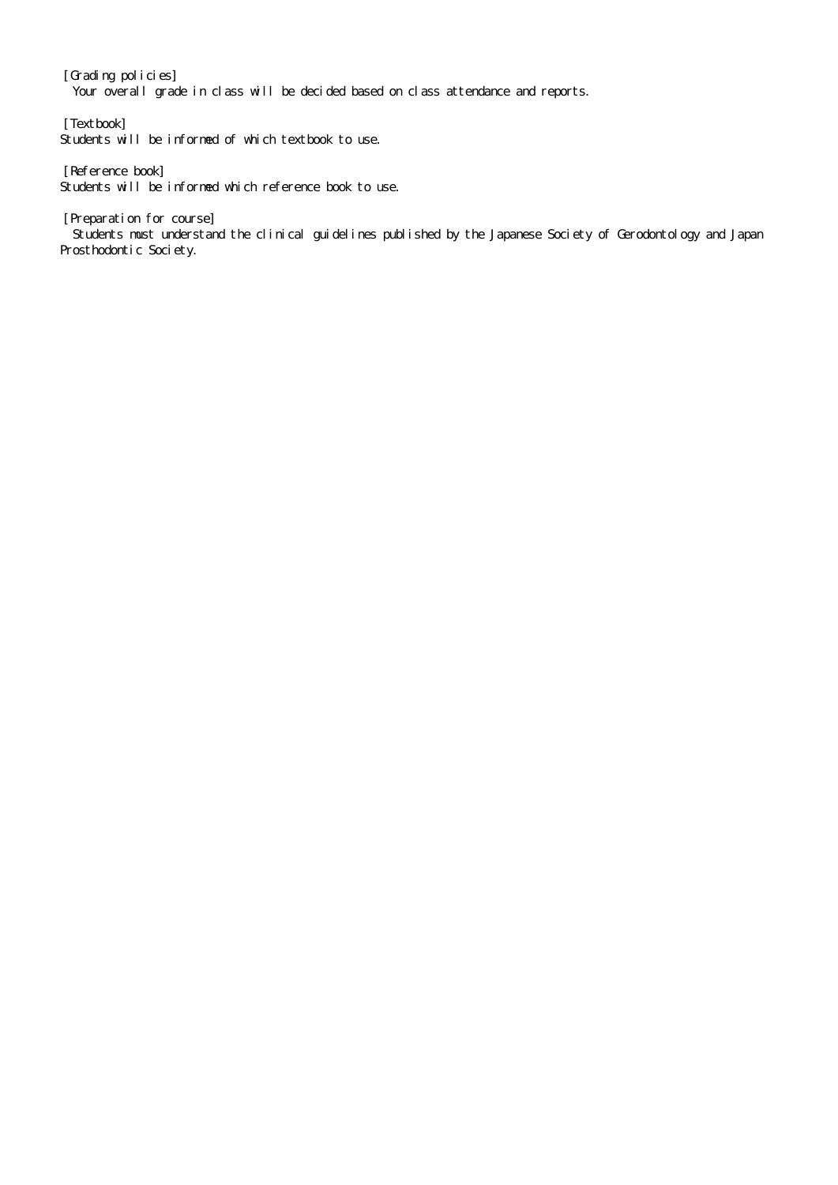[Grading policies]
Your overall grade in class will be decided based on class attendance and reports.

[Textbook]
Students will be informed of which textbook to use.

[Reference book]
Students will be informed which reference book to use.

[Preparation for course]
Students must understand the clinical guidelines published by the Japanese Society of Gerodontology and Japan Prosthodontic Society.